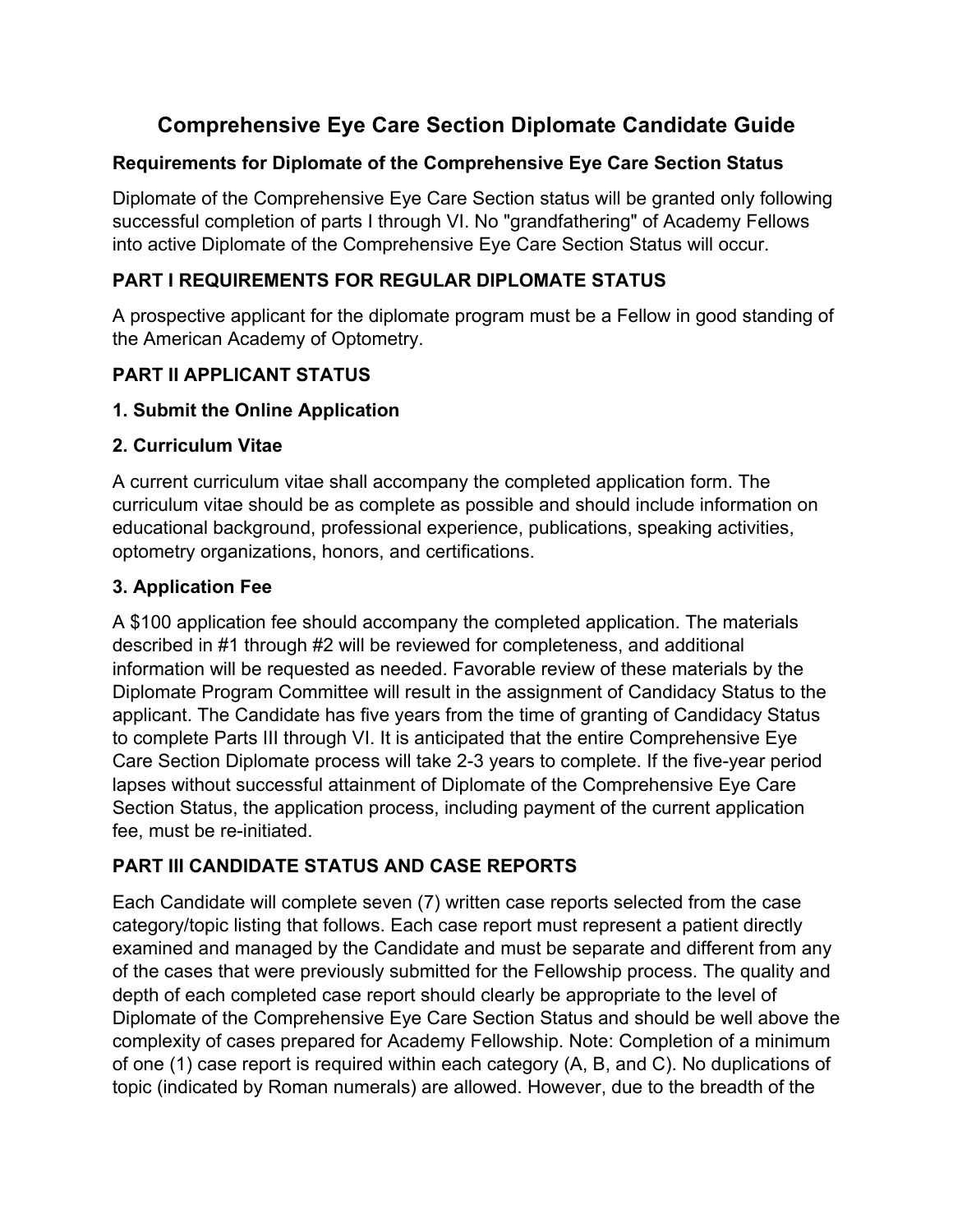# Comprehensive Eye Care Section Diplomate Candidate Guide

### Requirements for Diplomate of the Comprehensive Eye Care Section Status

Diplomate of the Comprehensive Eye Care Section status will be granted only following successful completion of parts I through VI. No "grandfathering" of Academy Fellows into active Diplomate of the Comprehensive Eye Care Section Status will occur.

## PART I REQUIREMENTS FOR REGULAR DIPLOMATE STATUS

A prospective applicant for the diplomate program must be a Fellow in good standing of the American Academy of Optometry.

## PART II APPLICANT STATUS

### 1. Submit the Online Application

### 2. Curriculum Vitae

A current curriculum vitae shall accompany the completed application form. The curriculum vitae should be as complete as possible and should include information on educational background, professional experience, publications, speaking activities, optometry organizations, honors, and certifications.

### 3. Application Fee

A $100 application fee should accompany the completed application. The materials described in #1 through #2 will be reviewed for completeness, and additional information will be requested as needed. Favorable review of these materials by the Diplomate Program Committee will result in the assignment of Candidacy Status to the applicant. The Candidate has five years from the time of granting of Candidacy Status to complete Parts III through VI. It is anticipated that the entire Comprehensive Eye Care Section Diplomate process will take 2-3 years to complete. If the five-year period lapses without successful attainment of Diplomate of the Comprehensive Eye Care Section Status, the application process, including payment of the current application fee, must be re-initiated.

## PART III CANDIDATE STATUS AND CASE REPORTS

Each Candidate will complete seven (7) written case reports selected from the case category/topic listing that follows. Each case report must represent a patient directly examined and managed by the Candidate and must be separate and different from any of the cases that were previously submitted for the Fellowship process. The quality and depth of each completed case report should clearly be appropriate to the level of Diplomate of the Comprehensive Eye Care Section Status and should be well above the complexity of cases prepared for Academy Fellowship. Note: Completion of a minimum of one (1) case report is required within each category (A, B, and C). No duplications of topic (indicated by Roman numerals) are allowed. However, due to the breadth of the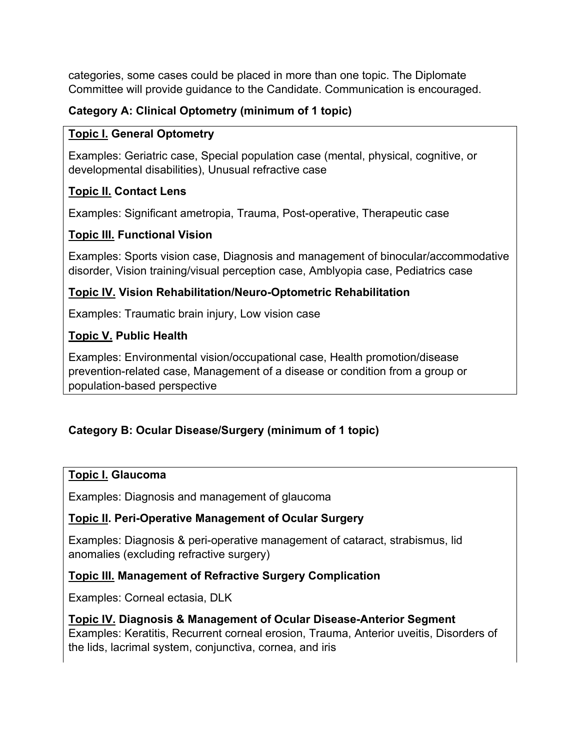categories, some cases could be placed in more than one topic. The Diplomate Committee will provide guidance to the Candidate. Communication is encouraged.

**Category A: Clinical Optometry (minimum of 1 topic)**

**<u>Topic I.</u> General Optometry**

Examples: Geriatric case, Special population case (mental, physical, cognitive, or developmental disabilities), Unusual refractive case

**<u>Topic II.</u> Contact Lens**

Examples: Significant ametropia, Trauma, Post-operative, Therapeutic case

**<u>Topic III.</u> Functional Vision**

Examples: Sports vision case, Diagnosis and management of binocular/accommodative disorder, Vision training/visual perception case, Amblyopia case, Pediatrics case

**<u>Topic IV.</u> Vision Rehabilitation/Neuro-Optometric Rehabilitation**

Examples: Traumatic brain injury, Low vision case

**<u>Topic V.</u> Public Health**

Examples: Environmental vision/occupational case, Health promotion/disease prevention-related case, Management of a disease or condition from a group or population-based perspective

**Category B: Ocular Disease/Surgery (minimum of 1 topic)**

**<u>Topic I.</u> Glaucoma**

Examples: Diagnosis and management of glaucoma

**<u>Topic II</u>. Peri-Operative Management of Ocular Surgery**

Examples: Diagnosis & peri-operative management of cataract, strabismus, lid anomalies (excluding refractive surgery)

**<u>Topic III.</u> Management of Refractive Surgery Complication**

Examples: Corneal ectasia, DLK

**<u>Topic IV.</u> Diagnosis & Management of Ocular Disease-Anterior Segment**

Examples: Keratitis, Recurrent corneal erosion, Trauma, Anterior uveitis, Disorders of the lids, lacrimal system, conjunctiva, cornea, and iris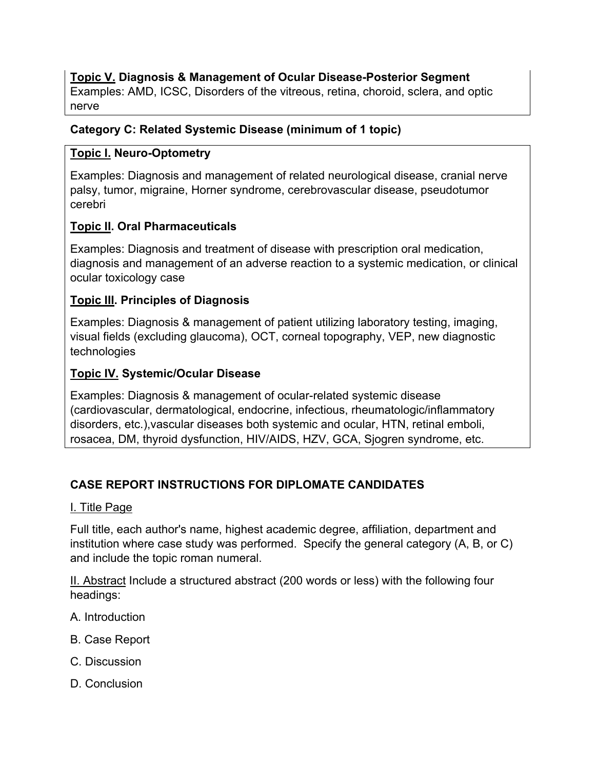**<u>Topic V.</u> Diagnosis & Management of Ocular Disease-Posterior Segment**
Examples: AMD, ICSC, Disorders of the vitreous, retina, choroid, sclera, and optic nerve

**Category C: Related Systemic Disease (minimum of 1 topic)**

**<u>Topic I.</u> Neuro-Optometry**

Examples: Diagnosis and management of related neurological disease, cranial nerve palsy, tumor, migraine, Horner syndrome, cerebrovascular disease, pseudotumor cerebri

**<u>Topic II</u>. Oral Pharmaceuticals**

Examples: Diagnosis and treatment of disease with prescription oral medication, diagnosis and management of an adverse reaction to a systemic medication, or clinical ocular toxicology case

**<u>Topic III</u>. Principles of Diagnosis**

Examples: Diagnosis & management of patient utilizing laboratory testing, imaging, visual fields (excluding glaucoma), OCT, corneal topography, VEP, new diagnostic technologies

**<u>Topic IV.</u> Systemic/Ocular Disease**

Examples: Diagnosis & management of ocular-related systemic disease (cardiovascular, dermatological, endocrine, infectious, rheumatologic/inflammatory disorders, etc.),vascular diseases both systemic and ocular, HTN, retinal emboli, rosacea, DM, thyroid dysfunction, HIV/AIDS, HZV, GCA, Sjogren syndrome, etc.

## CASE REPORT INSTRUCTIONS FOR DIPLOMATE CANDIDATES

<u>I. Title Page</u>

Full title, each author's name, highest academic degree, affiliation, department and institution where case study was performed. Specify the general category (A, B, or C) and include the topic roman numeral.

<u>II. Abstract</u> Include a structured abstract (200 words or less) with the following four headings:

A. Introduction

B. Case Report

C. Discussion

D. Conclusion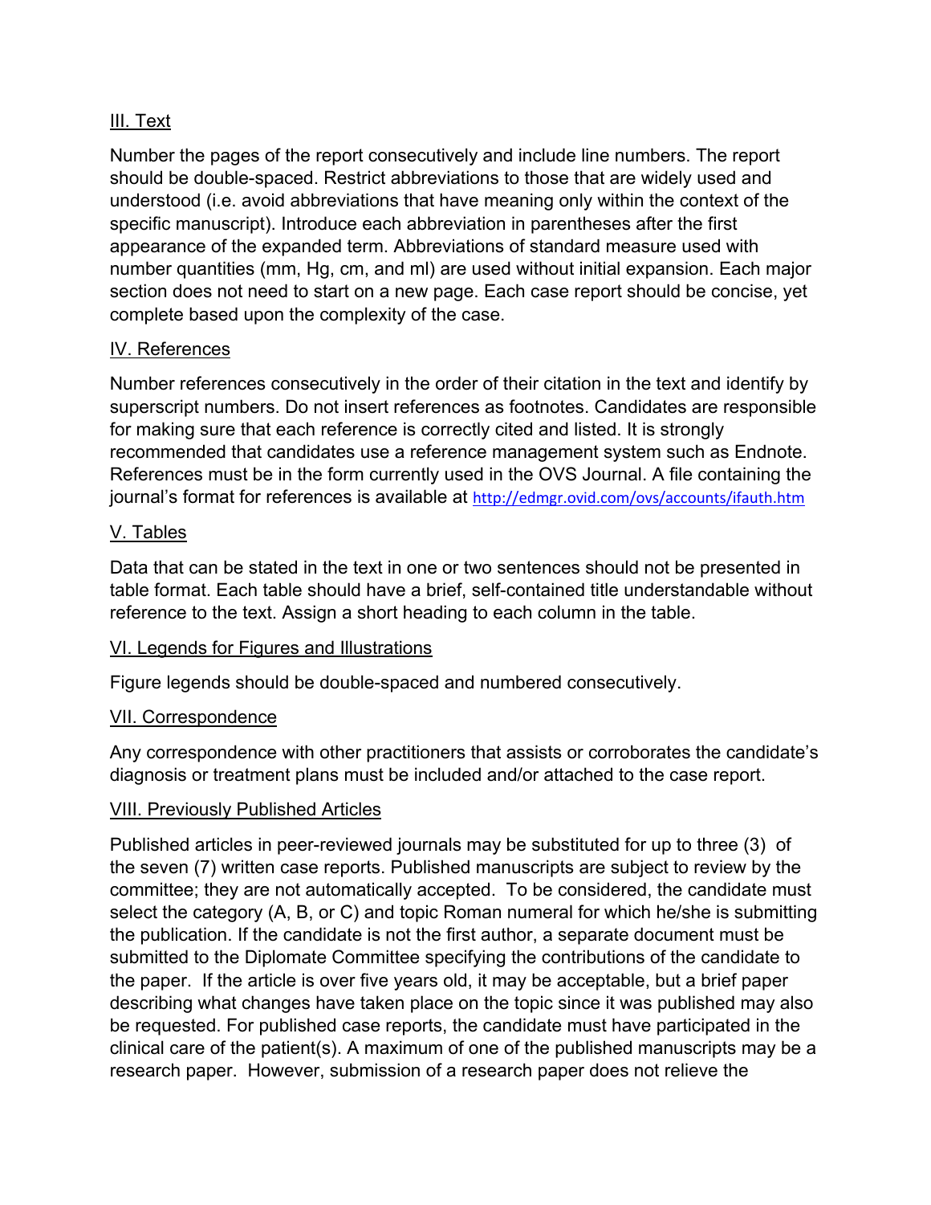## III. Text

Number the pages of the report consecutively and include line numbers. The report should be double-spaced. Restrict abbreviations to those that are widely used and understood (i.e. avoid abbreviations that have meaning only within the context of the specific manuscript). Introduce each abbreviation in parentheses after the first appearance of the expanded term. Abbreviations of standard measure used with number quantities (mm, Hg, cm, and ml) are used without initial expansion. Each major section does not need to start on a new page. Each case report should be concise, yet complete based upon the complexity of the case.

## IV. References

Number references consecutively in the order of their citation in the text and identify by superscript numbers. Do not insert references as footnotes. Candidates are responsible for making sure that each reference is correctly cited and listed. It is strongly recommended that candidates use a reference management system such as Endnote. References must be in the form currently used in the OVS Journal. A file containing the journal's format for references is available at http://edmgr.ovid.com/ovs/accounts/ifauth.htm

## V. Tables

Data that can be stated in the text in one or two sentences should not be presented in table format. Each table should have a brief, self-contained title understandable without reference to the text. Assign a short heading to each column in the table.

## VI. Legends for Figures and Illustrations

Figure legends should be double-spaced and numbered consecutively.

## VII. Correspondence

Any correspondence with other practitioners that assists or corroborates the candidate's diagnosis or treatment plans must be included and/or attached to the case report.

## VIII. Previously Published Articles

Published articles in peer-reviewed journals may be substituted for up to three (3) of the seven (7) written case reports. Published manuscripts are subject to review by the committee; they are not automatically accepted. To be considered, the candidate must select the category (A, B, or C) and topic Roman numeral for which he/she is submitting the publication. If the candidate is not the first author, a separate document must be submitted to the Diplomate Committee specifying the contributions of the candidate to the paper. If the article is over five years old, it may be acceptable, but a brief paper describing what changes have taken place on the topic since it was published may also be requested. For published case reports, the candidate must have participated in the clinical care of the patient(s). A maximum of one of the published manuscripts may be a research paper. However, submission of a research paper does not relieve the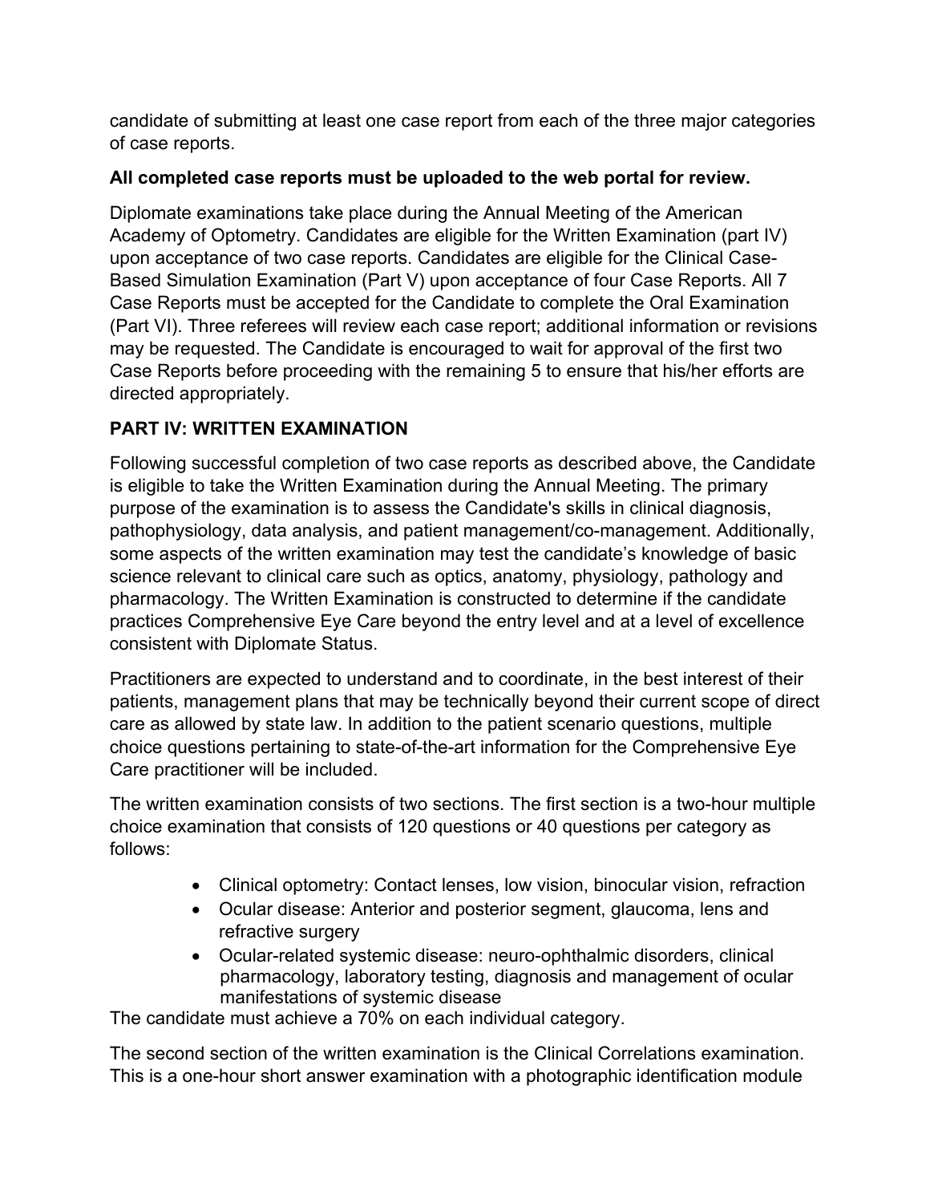candidate of submitting at least one case report from each of the three major categories of case reports.

**All completed case reports must be uploaded to the web portal for review.**

Diplomate examinations take place during the Annual Meeting of the American Academy of Optometry. Candidates are eligible for the Written Examination (part IV) upon acceptance of two case reports. Candidates are eligible for the Clinical Case-Based Simulation Examination (Part V) upon acceptance of four Case Reports. All 7 Case Reports must be accepted for the Candidate to complete the Oral Examination (Part VI). Three referees will review each case report; additional information or revisions may be requested. The Candidate is encouraged to wait for approval of the first two Case Reports before proceeding with the remaining 5 to ensure that his/her efforts are directed appropriately.

## PART IV: WRITTEN EXAMINATION

Following successful completion of two case reports as described above, the Candidate is eligible to take the Written Examination during the Annual Meeting. The primary purpose of the examination is to assess the Candidate's skills in clinical diagnosis, pathophysiology, data analysis, and patient management/co-management. Additionally, some aspects of the written examination may test the candidate's knowledge of basic science relevant to clinical care such as optics, anatomy, physiology, pathology and pharmacology. The Written Examination is constructed to determine if the candidate practices Comprehensive Eye Care beyond the entry level and at a level of excellence consistent with Diplomate Status.

Practitioners are expected to understand and to coordinate, in the best interest of their patients, management plans that may be technically beyond their current scope of direct care as allowed by state law. In addition to the patient scenario questions, multiple choice questions pertaining to state-of-the-art information for the Comprehensive Eye Care practitioner will be included.

The written examination consists of two sections. The first section is a two-hour multiple choice examination that consists of 120 questions or 40 questions per category as follows:

- Clinical optometry: Contact lenses, low vision, binocular vision, refraction
- Ocular disease: Anterior and posterior segment, glaucoma, lens and refractive surgery
- Ocular-related systemic disease: neuro-ophthalmic disorders, clinical pharmacology, laboratory testing, diagnosis and management of ocular manifestations of systemic disease

The candidate must achieve a 70% on each individual category.

The second section of the written examination is the Clinical Correlations examination. This is a one-hour short answer examination with a photographic identification module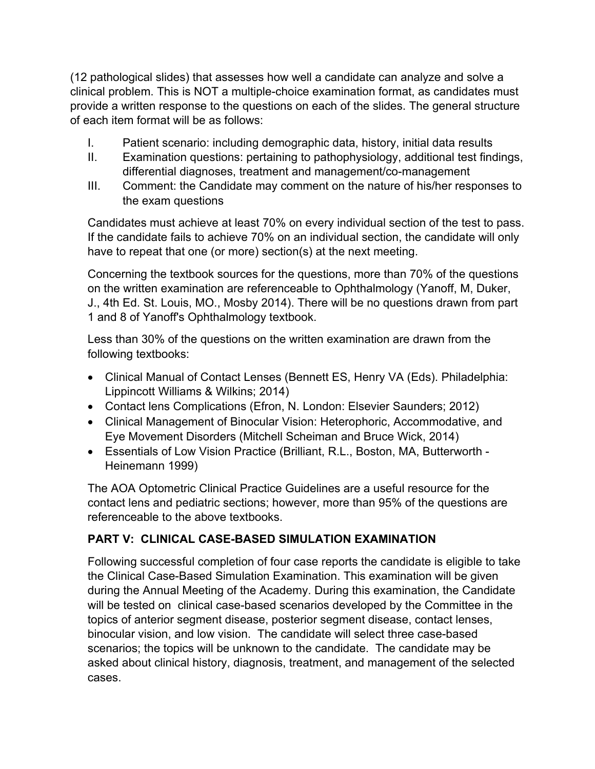(12 pathological slides) that assesses how well a candidate can analyze and solve a clinical problem. This is NOT a multiple-choice examination format, as candidates must provide a written response to the questions on each of the slides. The general structure of each item format will be as follows:

I. Patient scenario: including demographic data, history, initial data results
II. Examination questions: pertaining to pathophysiology, additional test findings, differential diagnoses, treatment and management/co-management
III. Comment: the Candidate may comment on the nature of his/her responses to the exam questions

Candidates must achieve at least 70% on every individual section of the test to pass. If the candidate fails to achieve 70% on an individual section, the candidate will only have to repeat that one (or more) section(s) at the next meeting.

Concerning the textbook sources for the questions, more than 70% of the questions on the written examination are referenceable to Ophthalmology (Yanoff, M, Duker, J., 4th Ed. St. Louis, MO., Mosby 2014). There will be no questions drawn from part 1 and 8 of Yanoff's Ophthalmology textbook.

Less than 30% of the questions on the written examination are drawn from the following textbooks:

- Clinical Manual of Contact Lenses (Bennett ES, Henry VA (Eds). Philadelphia: Lippincott Williams & Wilkins; 2014)
- Contact lens Complications (Efron, N. London: Elsevier Saunders; 2012)
- Clinical Management of Binocular Vision: Heterophoric, Accommodative, and Eye Movement Disorders (Mitchell Scheiman and Bruce Wick, 2014)
- Essentials of Low Vision Practice (Brilliant, R.L., Boston, MA, Butterworth - Heinemann 1999)

The AOA Optometric Clinical Practice Guidelines are a useful resource for the contact lens and pediatric sections; however, more than 95% of the questions are referenceable to the above textbooks.

## PART V: CLINICAL CASE-BASED SIMULATION EXAMINATION

Following successful completion of four case reports the candidate is eligible to take the Clinical Case-Based Simulation Examination. This examination will be given during the Annual Meeting of the Academy. During this examination, the Candidate will be tested on clinical case-based scenarios developed by the Committee in the topics of anterior segment disease, posterior segment disease, contact lenses, binocular vision, and low vision. The candidate will select three case-based scenarios; the topics will be unknown to the candidate. The candidate may be asked about clinical history, diagnosis, treatment, and management of the selected cases.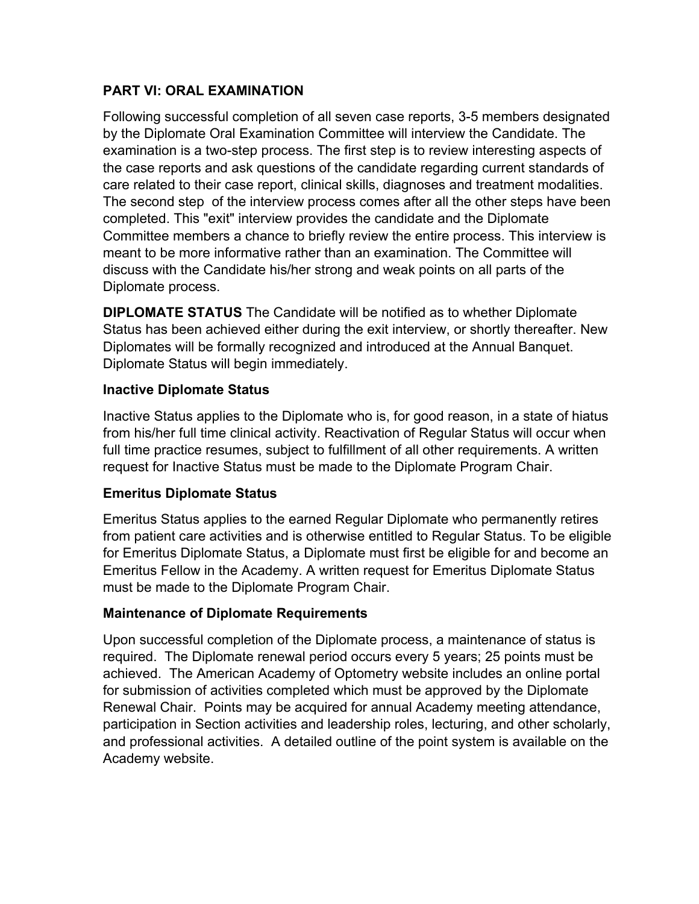## PART VI: ORAL EXAMINATION

Following successful completion of all seven case reports, 3-5 members designated by the Diplomate Oral Examination Committee will interview the Candidate. The examination is a two-step process. The first step is to review interesting aspects of the case reports and ask questions of the candidate regarding current standards of care related to their case report, clinical skills, diagnoses and treatment modalities. The second step of the interview process comes after all the other steps have been completed. This "exit" interview provides the candidate and the Diplomate Committee members a chance to briefly review the entire process. This interview is meant to be more informative rather than an examination. The Committee will discuss with the Candidate his/her strong and weak points on all parts of the Diplomate process.

**DIPLOMATE STATUS** The Candidate will be notified as to whether Diplomate Status has been achieved either during the exit interview, or shortly thereafter. New Diplomates will be formally recognized and introduced at the Annual Banquet. Diplomate Status will begin immediately.

### Inactive Diplomate Status

Inactive Status applies to the Diplomate who is, for good reason, in a state of hiatus from his/her full time clinical activity. Reactivation of Regular Status will occur when full time practice resumes, subject to fulfillment of all other requirements. A written request for Inactive Status must be made to the Diplomate Program Chair.

### Emeritus Diplomate Status

Emeritus Status applies to the earned Regular Diplomate who permanently retires from patient care activities and is otherwise entitled to Regular Status. To be eligible for Emeritus Diplomate Status, a Diplomate must first be eligible for and become an Emeritus Fellow in the Academy. A written request for Emeritus Diplomate Status must be made to the Diplomate Program Chair.

### Maintenance of Diplomate Requirements

Upon successful completion of the Diplomate process, a maintenance of status is required. The Diplomate renewal period occurs every 5 years; 25 points must be achieved. The American Academy of Optometry website includes an online portal for submission of activities completed which must be approved by the Diplomate Renewal Chair. Points may be acquired for annual Academy meeting attendance, participation in Section activities and leadership roles, lecturing, and other scholarly, and professional activities. A detailed outline of the point system is available on the Academy website.